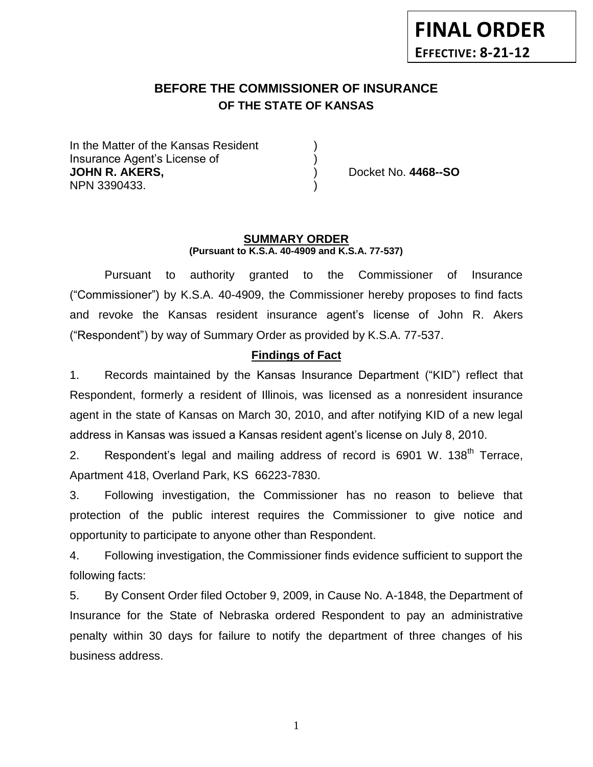**FINAL ORDER**
**EFFECTIVE: 8-21-12**

# BEFORE THE COMMISSIONER OF INSURANCE
## OF THE STATE OF KANSAS

In the Matter of the Kansas Resident )
Insurance Agent's License of )
**JOHN R. AKERS,** ) Docket No. **4468--SO**
NPN 3390433. )

**SUMMARY ORDER**
**(Pursuant to K.S.A. 40-4909 and K.S.A. 77-537)**

Pursuant to authority granted to the Commissioner of Insurance ("Commissioner") by K.S.A. 40-4909, the Commissioner hereby proposes to find facts and revoke the Kansas resident insurance agent's license of John R. Akers ("Respondent") by way of Summary Order as provided by K.S.A. 77-537.

**Findings of Fact**

1. Records maintained by the Kansas Insurance Department ("KID") reflect that Respondent, formerly a resident of Illinois, was licensed as a nonresident insurance agent in the state of Kansas on March 30, 2010, and after notifying KID of a new legal address in Kansas was issued a Kansas resident agent's license on July 8, 2010.

2. Respondent's legal and mailing address of record is 6901 W. 138th Terrace, Apartment 418, Overland Park, KS 66223-7830.

3. Following investigation, the Commissioner has no reason to believe that protection of the public interest requires the Commissioner to give notice and opportunity to participate to anyone other than Respondent.

4. Following investigation, the Commissioner finds evidence sufficient to support the following facts:

5. By Consent Order filed October 9, 2009, in Cause No. A-1848, the Department of Insurance for the State of Nebraska ordered Respondent to pay an administrative penalty within 30 days for failure to notify the department of three changes of his business address.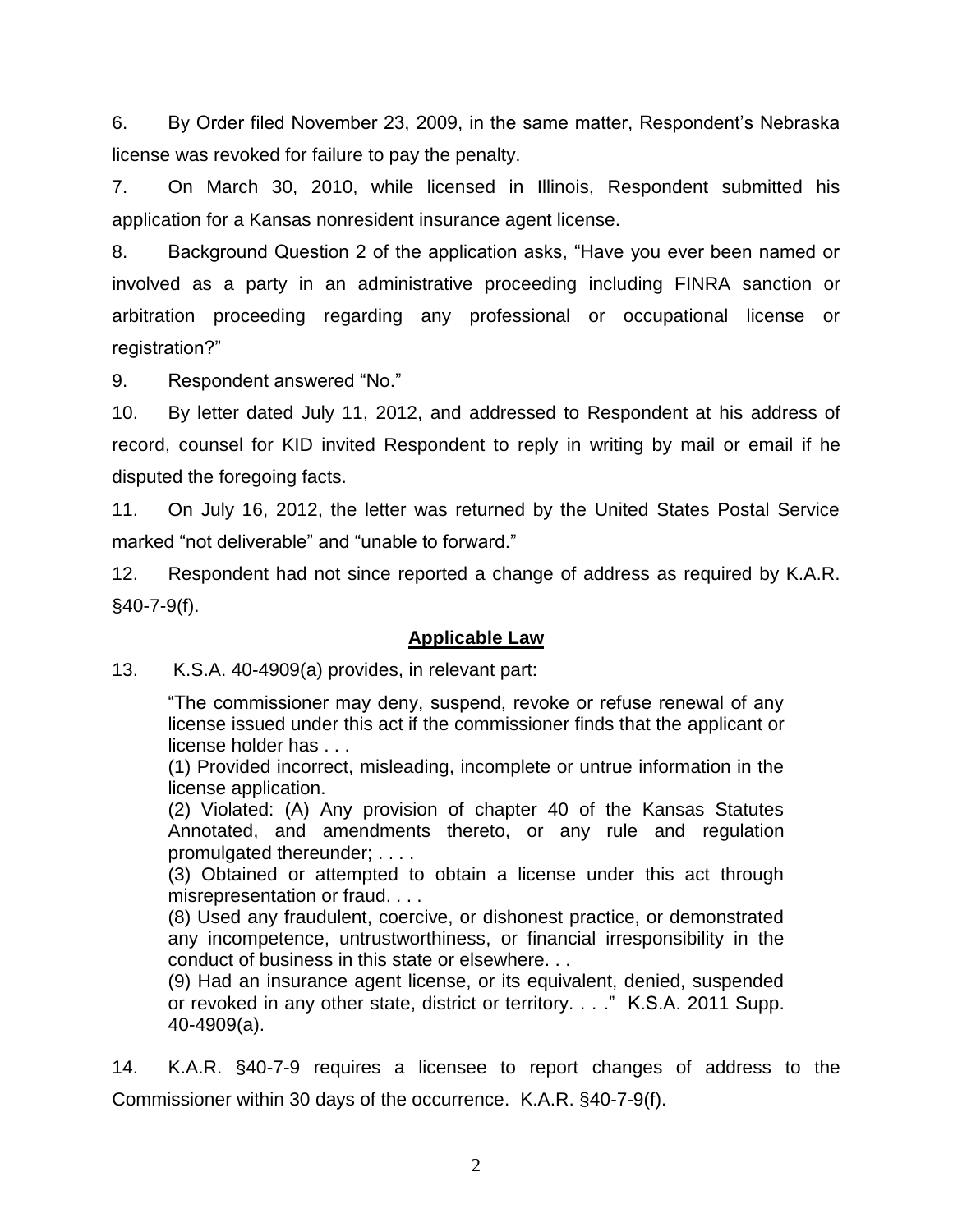6. By Order filed November 23, 2009, in the same matter, Respondent's Nebraska license was revoked for failure to pay the penalty.

7. On March 30, 2010, while licensed in Illinois, Respondent submitted his application for a Kansas nonresident insurance agent license.

8. Background Question 2 of the application asks, "Have you ever been named or involved as a party in an administrative proceeding including FINRA sanction or arbitration proceeding regarding any professional or occupational license or registration?"

9. Respondent answered "No."

10. By letter dated July 11, 2012, and addressed to Respondent at his address of record, counsel for KID invited Respondent to reply in writing by mail or email if he disputed the foregoing facts.

11. On July 16, 2012, the letter was returned by the United States Postal Service marked "not deliverable" and "unable to forward."

12. Respondent had not since reported a change of address as required by K.A.R. §40-7-9(f).

## Applicable Law

13. K.S.A. 40-4909(a) provides, in relevant part:

> "The commissioner may deny, suspend, revoke or refuse renewal of any license issued under this act if the commissioner finds that the applicant or license holder has . . .
>
> (1) Provided incorrect, misleading, incomplete or untrue information in the license application.
>
> (2) Violated: (A) Any provision of chapter 40 of the Kansas Statutes Annotated, and amendments thereto, or any rule and regulation promulgated thereunder; . . . .
>
> (3) Obtained or attempted to obtain a license under this act through misrepresentation or fraud. . . .
>
> (8) Used any fraudulent, coercive, or dishonest practice, or demonstrated any incompetence, untrustworthiness, or financial irresponsibility in the conduct of business in this state or elsewhere. . .
>
> (9) Had an insurance agent license, or its equivalent, denied, suspended or revoked in any other state, district or territory. . . ." K.S.A. 2011 Supp. 40-4909(a).

14. K.A.R. §40-7-9 requires a licensee to report changes of address to the Commissioner within 30 days of the occurrence. K.A.R. §40-7-9(f).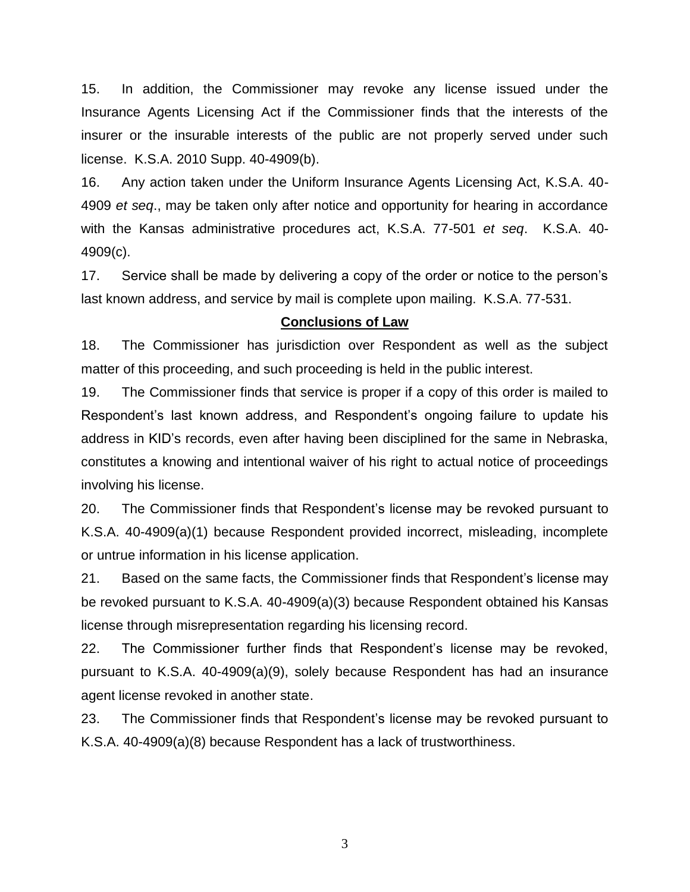15. In addition, the Commissioner may revoke any license issued under the Insurance Agents Licensing Act if the Commissioner finds that the interests of the insurer or the insurable interests of the public are not properly served under such license. K.S.A. 2010 Supp. 40-4909(b).

16. Any action taken under the Uniform Insurance Agents Licensing Act, K.S.A. 40-4909 *et seq*., may be taken only after notice and opportunity for hearing in accordance with the Kansas administrative procedures act, K.S.A. 77-501 *et seq*. K.S.A. 40-4909(c).

17. Service shall be made by delivering a copy of the order or notice to the person's last known address, and service by mail is complete upon mailing. K.S.A. 77-531.

## Conclusions of Law

18. The Commissioner has jurisdiction over Respondent as well as the subject matter of this proceeding, and such proceeding is held in the public interest.

19. The Commissioner finds that service is proper if a copy of this order is mailed to Respondent's last known address, and Respondent's ongoing failure to update his address in KID's records, even after having been disciplined for the same in Nebraska, constitutes a knowing and intentional waiver of his right to actual notice of proceedings involving his license.

20. The Commissioner finds that Respondent's license may be revoked pursuant to K.S.A. 40-4909(a)(1) because Respondent provided incorrect, misleading, incomplete or untrue information in his license application.

21. Based on the same facts, the Commissioner finds that Respondent's license may be revoked pursuant to K.S.A. 40-4909(a)(3) because Respondent obtained his Kansas license through misrepresentation regarding his licensing record.

22. The Commissioner further finds that Respondent's license may be revoked, pursuant to K.S.A. 40-4909(a)(9), solely because Respondent has had an insurance agent license revoked in another state.

23. The Commissioner finds that Respondent's license may be revoked pursuant to K.S.A. 40-4909(a)(8) because Respondent has a lack of trustworthiness.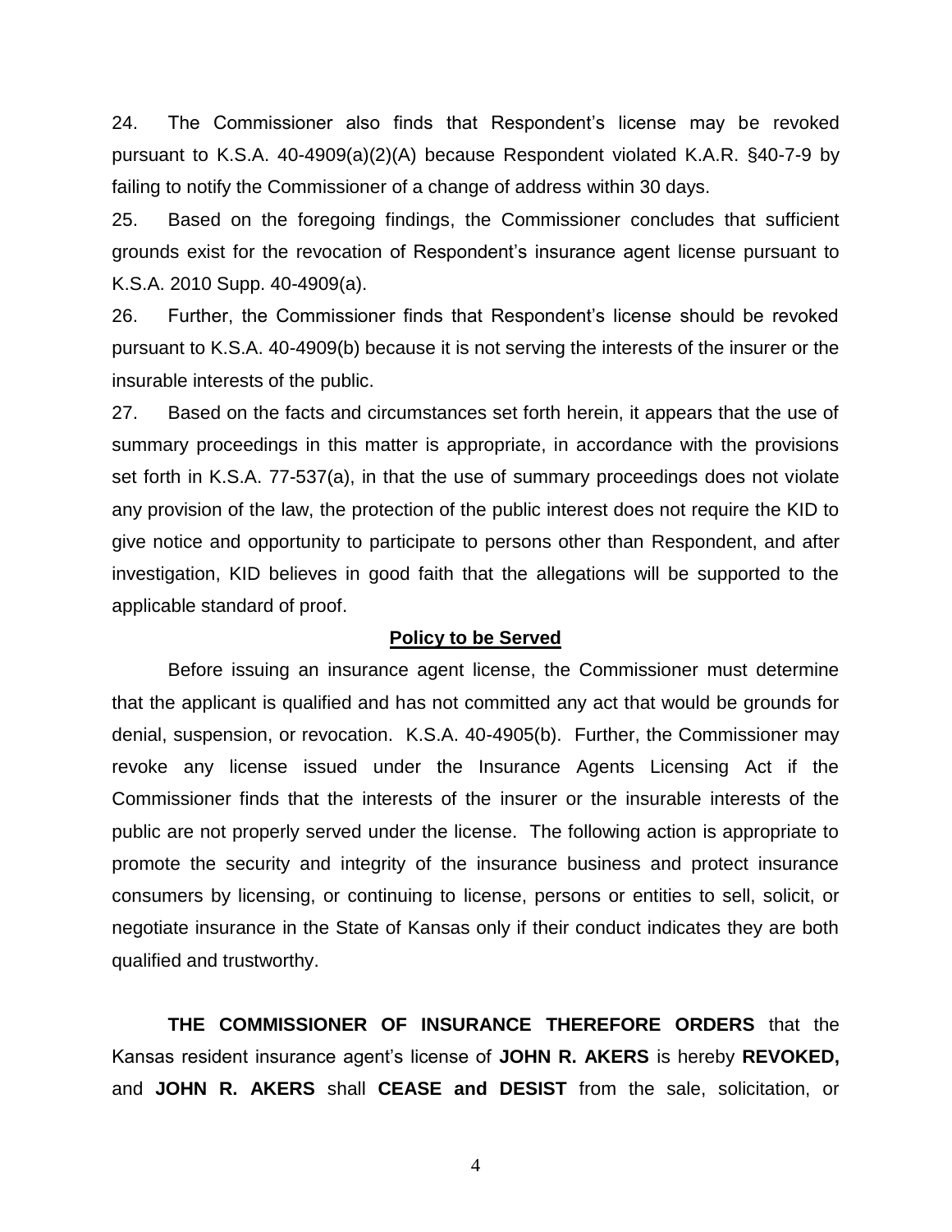24. The Commissioner also finds that Respondent's license may be revoked pursuant to K.S.A. 40-4909(a)(2)(A) because Respondent violated K.A.R. §40-7-9 by failing to notify the Commissioner of a change of address within 30 days.

25. Based on the foregoing findings, the Commissioner concludes that sufficient grounds exist for the revocation of Respondent's insurance agent license pursuant to K.S.A. 2010 Supp. 40-4909(a).

26. Further, the Commissioner finds that Respondent's license should be revoked pursuant to K.S.A. 40-4909(b) because it is not serving the interests of the insurer or the insurable interests of the public.

27. Based on the facts and circumstances set forth herein, it appears that the use of summary proceedings in this matter is appropriate, in accordance with the provisions set forth in K.S.A. 77-537(a), in that the use of summary proceedings does not violate any provision of the law, the protection of the public interest does not require the KID to give notice and opportunity to participate to persons other than Respondent, and after investigation, KID believes in good faith that the allegations will be supported to the applicable standard of proof.

## Policy to be Served

Before issuing an insurance agent license, the Commissioner must determine that the applicant is qualified and has not committed any act that would be grounds for denial, suspension, or revocation. K.S.A. 40-4905(b). Further, the Commissioner may revoke any license issued under the Insurance Agents Licensing Act if the Commissioner finds that the interests of the insurer or the insurable interests of the public are not properly served under the license. The following action is appropriate to promote the security and integrity of the insurance business and protect insurance consumers by licensing, or continuing to license, persons or entities to sell, solicit, or negotiate insurance in the State of Kansas only if their conduct indicates they are both qualified and trustworthy.

**THE COMMISSIONER OF INSURANCE THEREFORE ORDERS** that the Kansas resident insurance agent's license of **JOHN R. AKERS** is hereby **REVOKED,** and **JOHN R. AKERS** shall **CEASE and DESIST** from the sale, solicitation, or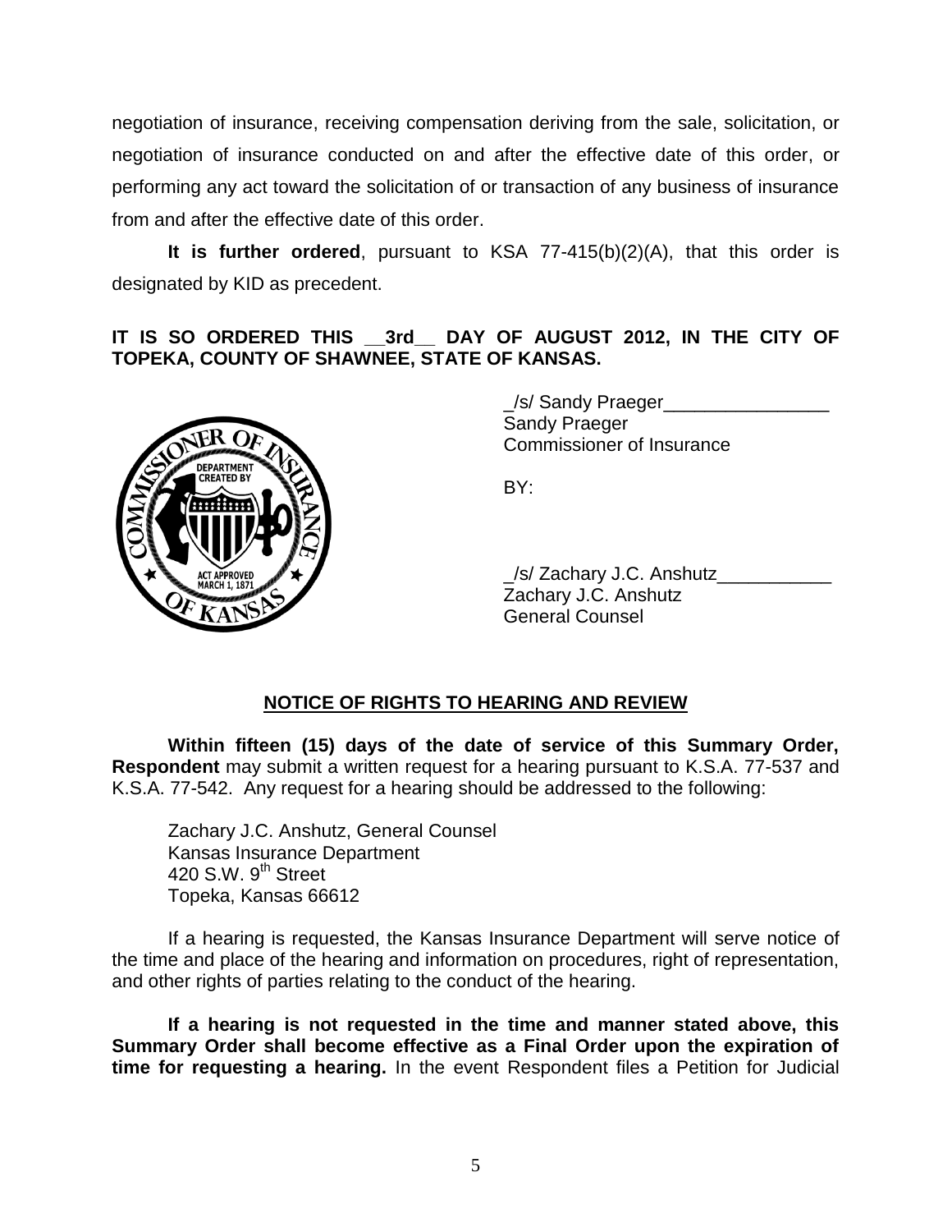negotiation of insurance, receiving compensation deriving from the sale, solicitation, or negotiation of insurance conducted on and after the effective date of this order, or performing any act toward the solicitation of or transaction of any business of insurance from and after the effective date of this order.

**It is further ordered**, pursuant to KSA 77-415(b)(2)(A), that this order is designated by KID as precedent.

**IT IS SO ORDERED THIS __3rd__ DAY OF AUGUST 2012, IN THE CITY OF TOPEKA, COUNTY OF SHAWNEE, STATE OF KANSAS.**

_/s/ Sandy Praeger________________
Sandy Praeger
Commissioner of Insurance

BY:

_/s/ Zachary J.C. Anshutz___________
Zachary J.C. Anshutz
General Counsel

## NOTICE OF RIGHTS TO HEARING AND REVIEW

**Within fifteen (15) days of the date of service of this Summary Order, Respondent** may submit a written request for a hearing pursuant to K.S.A. 77-537 and K.S.A. 77-542. Any request for a hearing should be addressed to the following:

Zachary J.C. Anshutz, General Counsel
Kansas Insurance Department
420 S.W. 9th Street
Topeka, Kansas 66612

If a hearing is requested, the Kansas Insurance Department will serve notice of the time and place of the hearing and information on procedures, right of representation, and other rights of parties relating to the conduct of the hearing.

**If a hearing is not requested in the time and manner stated above, this Summary Order shall become effective as a Final Order upon the expiration of time for requesting a hearing.** In the event Respondent files a Petition for Judicial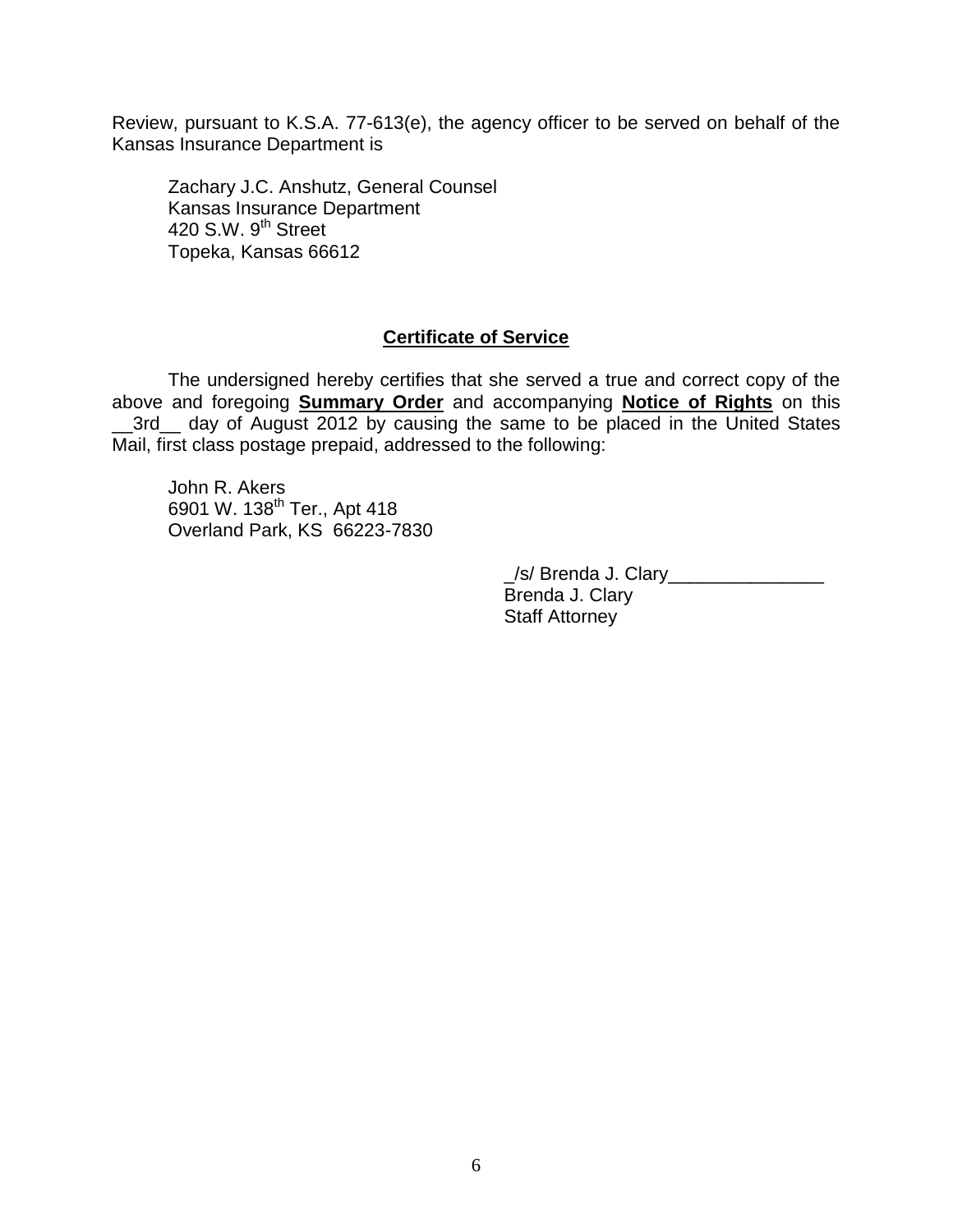Review, pursuant to K.S.A. 77-613(e), the agency officer to be served on behalf of the Kansas Insurance Department is

Zachary J.C. Anshutz, General Counsel
Kansas Insurance Department
420 S.W. 9th Street
Topeka, Kansas 66612

## Certificate of Service

The undersigned hereby certifies that she served a true and correct copy of the above and foregoing **Summary Order** and accompanying **Notice of Rights** on this __3rd__ day of August 2012 by causing the same to be placed in the United States Mail, first class postage prepaid, addressed to the following:

John R. Akers
6901 W. 138th Ter., Apt 418
Overland Park, KS 66223-7830

_/s/ Brenda J. Clary_______________
Brenda J. Clary
Staff Attorney